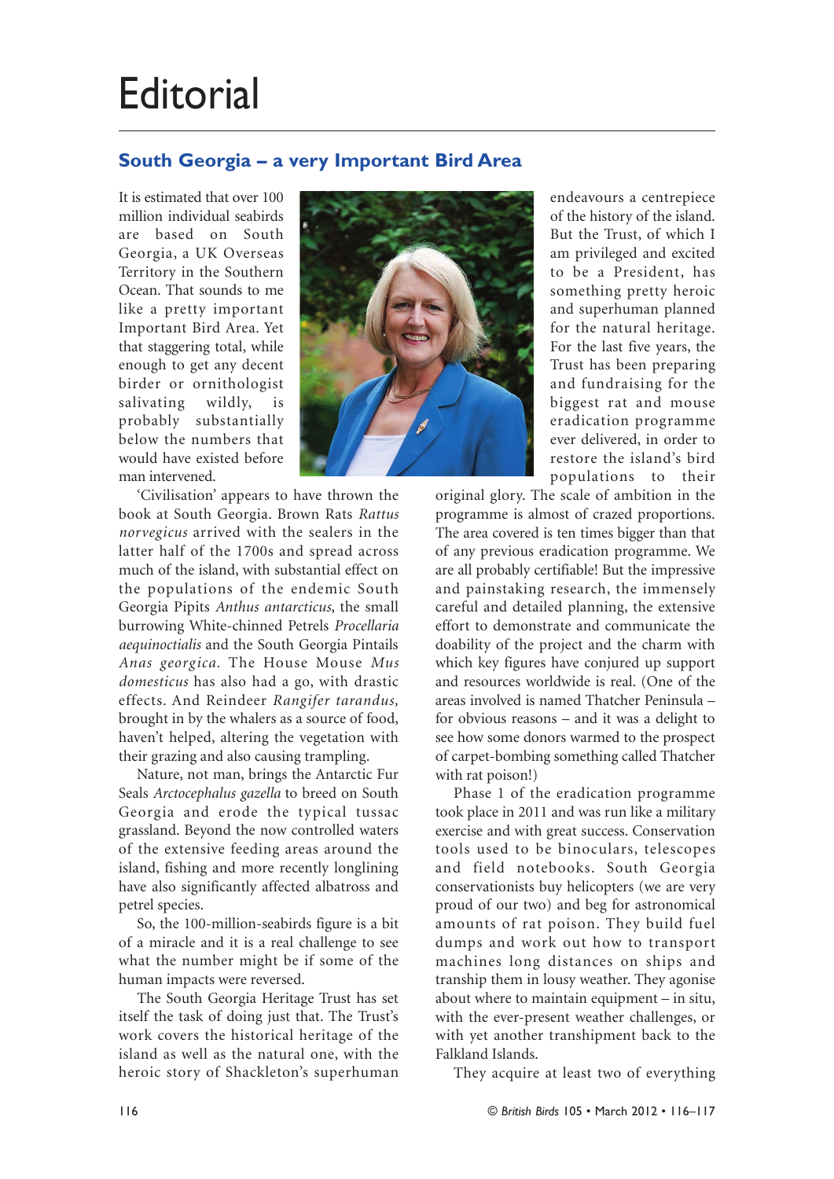# Editorial

## South Georgia – a very Important Bird Area

It is estimated that over 100 million individual seabirds are based on South Georgia, a UK Overseas Territory in the Southern Ocean. That sounds to me like a pretty important Important Bird Area. Yet that staggering total, while enough to get any decent birder or ornithologist salivating wildly, is probably substantially below the numbers that would have existed before man intervened.

'Civilisation' appears to have thrown the book at South Georgia. Brown Rats *Rattus norvegicus* arrived with the sealers in the latter half of the 1700s and spread across much of the island, with substantial effect on the populations of the endemic South Georgia Pipits *Anthus antarcticus*, the small burrowing White-chinned Petrels *Procellaria aequinoctialis* and the South Georgia Pintails *Anas georgica*. The House Mouse *Mus domesticus* has also had a go, with drastic effects. And Reindeer *Rangifer tarandus*, brought in by the whalers as a source of food, haven't helped, altering the vegetation with their grazing and also causing trampling.

Nature, not man, brings the Antarctic Fur Seals *Arctocephalus gazella* to breed on South Georgia and erode the typical tussac grassland. Beyond the now controlled waters of the extensive feeding areas around the island, fishing and more recently longlining have also significantly affected albatross and petrel species.

So, the 100-million-seabirds figure is a bit of a miracle and it is a real challenge to see what the number might be if some of the human impacts were reversed.

The South Georgia Heritage Trust has set itself the task of doing just that. The Trust's work covers the historical heritage of the island as well as the natural one, with the heroic story of Shackleton's superhuman endeavours a centrepiece of the history of the island. But the Trust, of which I am privileged and excited to be a President, has something pretty heroic and superhuman planned for the natural heritage. For the last five years, the Trust has been preparing and fundraising for the biggest rat and mouse eradication programme ever delivered, in order to restore the island's bird populations to their original glory. The scale of ambition in the programme is almost of crazed proportions. The area covered is ten times bigger than that of any previous eradication programme. We are all probably certifiable! But the impressive and painstaking research, the immensely careful and detailed planning, the extensive effort to demonstrate and communicate the doability of the project and the charm with which key figures have conjured up support and resources worldwide is real. (One of the areas involved is named Thatcher Peninsula – for obvious reasons – and it was a delight to see how some donors warmed to the prospect of carpet-bombing something called Thatcher with rat poison!)

Phase 1 of the eradication programme took place in 2011 and was run like a military exercise and with great success. Conservation tools used to be binoculars, telescopes and field notebooks. South Georgia conservationists buy helicopters (we are very proud of our two) and beg for astronomical amounts of rat poison. They build fuel dumps and work out how to transport machines long distances on ships and tranship them in lousy weather. They agonise about where to maintain equipment – in situ, with the ever-present weather challenges, or with yet another transhipment back to the Falkland Islands.

They acquire at least two of everything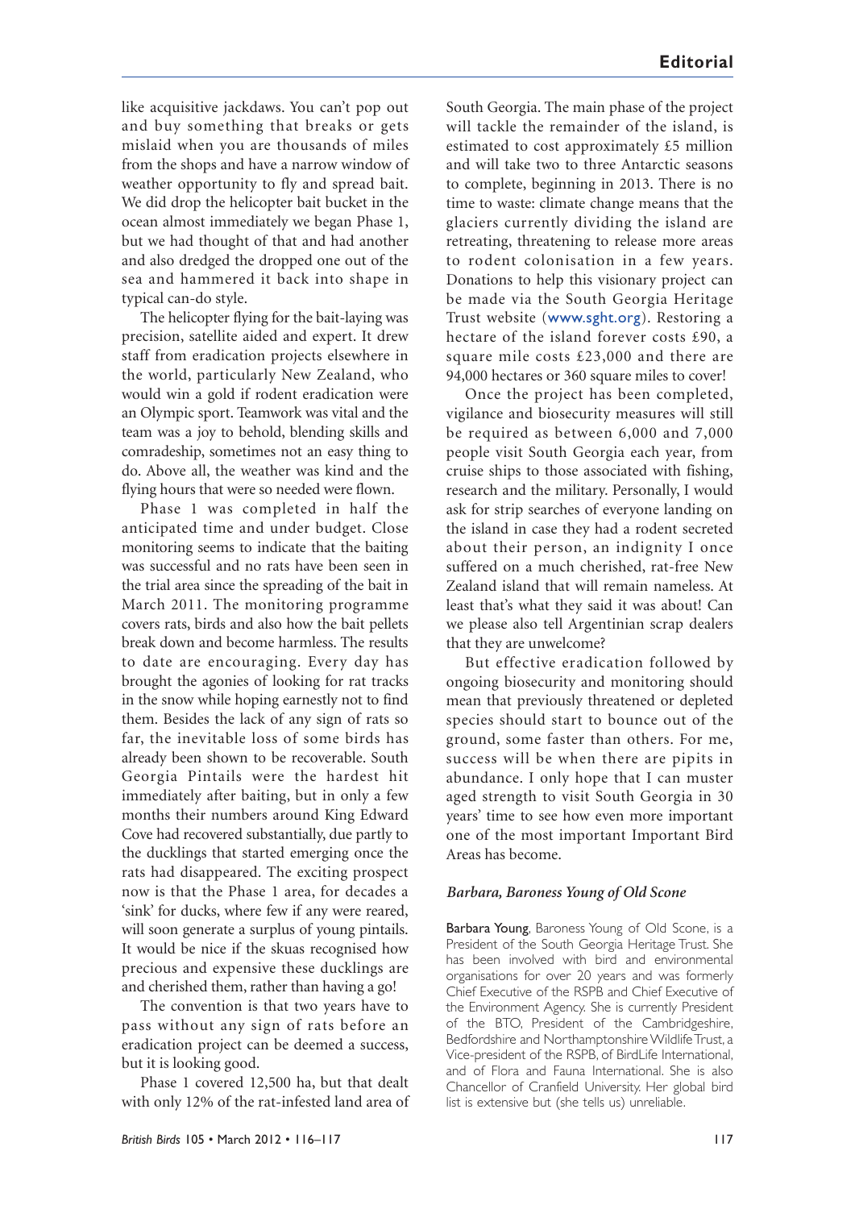like acquisitive jackdaws. You can't pop out and buy something that breaks or gets mislaid when you are thousands of miles from the shops and have a narrow window of weather opportunity to fly and spread bait. We did drop the helicopter bait bucket in the ocean almost immediately we began Phase 1, but we had thought of that and had another and also dredged the dropped one out of the sea and hammered it back into shape in typical can-do style.

The helicopter flying for the bait-laying was precision, satellite aided and expert. It drew staff from eradication projects elsewhere in the world, particularly New Zealand, who would win a gold if rodent eradication were an Olympic sport. Teamwork was vital and the team was a joy to behold, blending skills and comradeship, sometimes not an easy thing to do. Above all, the weather was kind and the flying hours that were so needed were flown.

Phase 1 was completed in half the anticipated time and under budget. Close monitoring seems to indicate that the baiting was successful and no rats have been seen in the trial area since the spreading of the bait in March 2011. The monitoring programme covers rats, birds and also how the bait pellets break down and become harmless. The results to date are encouraging. Every day has brought the agonies of looking for rat tracks in the snow while hoping earnestly not to find them. Besides the lack of any sign of rats so far, the inevitable loss of some birds has already been shown to be recoverable. South Georgia Pintails were the hardest hit immediately after baiting, but in only a few months their numbers around King Edward Cove had recovered substantially, due partly to the ducklings that started emerging once the rats had disappeared. The exciting prospect now is that the Phase 1 area, for decades a 'sink' for ducks, where few if any were reared, will soon generate a surplus of young pintails. It would be nice if the skuas recognised how precious and expensive these ducklings are and cherished them, rather than having a go!

The convention is that two years have to pass without any sign of rats before an eradication project can be deemed a success, but it is looking good.

Phase 1 covered 12,500 ha, but that dealt with only 12% of the rat-infested land area of South Georgia. The main phase of the project will tackle the remainder of the island, is estimated to cost approximately £5 million and will take two to three Antarctic seasons to complete, beginning in 2013. There is no time to waste: climate change means that the glaciers currently dividing the island are retreating, threatening to release more areas to rodent colonisation in a few years. Donations to help this visionary project can be made via the South Georgia Heritage Trust website (www.sght.org). Restoring a hectare of the island forever costs £90, a square mile costs £23,000 and there are 94,000 hectares or 360 square miles to cover!

Once the project has been completed, vigilance and biosecurity measures will still be required as between 6,000 and 7,000 people visit South Georgia each year, from cruise ships to those associated with fishing, research and the military. Personally, I would ask for strip searches of everyone landing on the island in case they had a rodent secreted about their person, an indignity I once suffered on a much cherished, rat-free New Zealand island that will remain nameless. At least that's what they said it was about! Can we please also tell Argentinian scrap dealers that they are unwelcome?

But effective eradication followed by ongoing biosecurity and monitoring should mean that previously threatened or depleted species should start to bounce out of the ground, some faster than others. For me, success will be when there are pipits in abundance. I only hope that I can muster aged strength to visit South Georgia in 30 years' time to see how even more important one of the most important Important Bird Areas has become.

***Barbara, Baroness Young of Old Scone***

**Barbara Young**, Baroness Young of Old Scone, is a President of the South Georgia Heritage Trust. She has been involved with bird and environmental organisations for over 20 years and was formerly Chief Executive of the RSPB and Chief Executive of the Environment Agency. She is currently President of the BTO, President of the Cambridgeshire, Bedfordshire and Northamptonshire Wildlife Trust, a Vice-president of the RSPB, of BirdLife International, and of Flora and Fauna International. She is also Chancellor of Cranfield University. Her global bird list is extensive but (she tells us) unreliable.